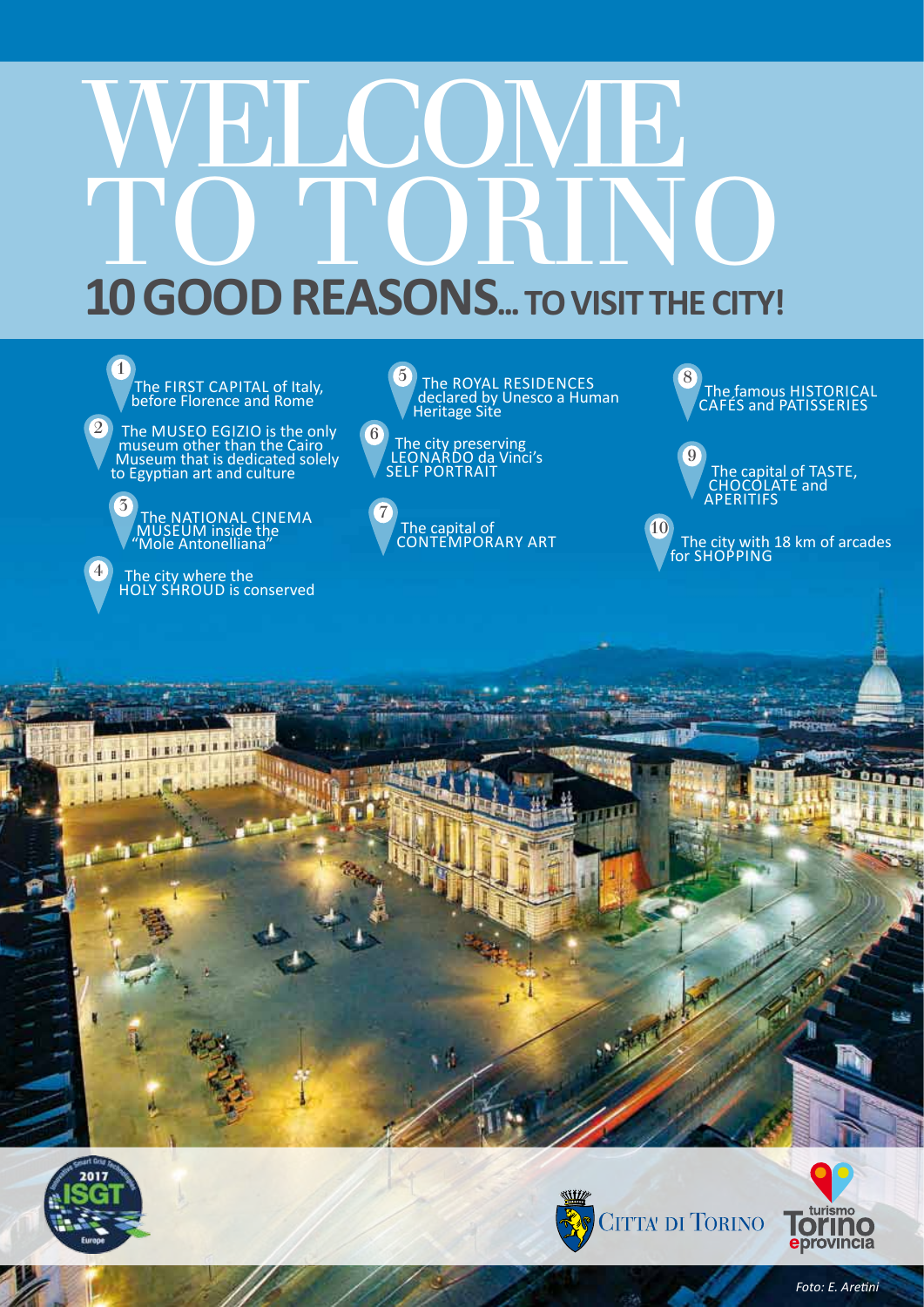# WELCOME TO TORINO

## 10 GOOD REASONS... TO VISIT THE CITY!

1. The FIRST CAPITAL of Italy, before Florence and Rome
2. The MUSEO EGIZIO is the only museum other than the Cairo Museum that is dedicated solely to Egyptian art and culture
3. The NATIONAL CINEMA MUSEUM inside the "Mole Antonelliana"
4. The city where the HOLY SHROUD is conserved
5. The ROYAL RESIDENCES declared by Unesco a Human Heritage Site
6. The city preserving LEONARDO da Vinci's SELF PORTRAIT
7. The capital of CONTEMPORARY ART
8. The famous HISTORICAL CAFÉS and PATISSERIES
9. The capital of TASTE, CHOCOLATE and APERITIFS
10. The city with 18 km of arcades for SHOPPING

2017 ISGT Europe

CITTA' DI TORINO

turismo Torino e provincia

*Foto: E. Aretini*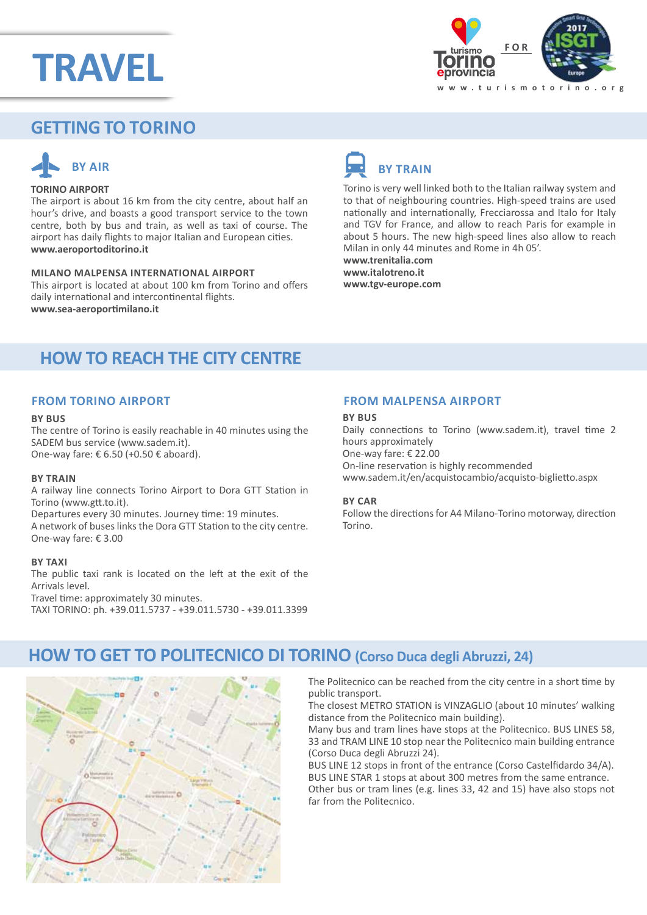# TRAVEL

## GETTING TO TORINO

### BY AIR

**TORINO AIRPORT**

The airport is about 16 km from the city centre, about half an hour's drive, and boasts a good transport service to the town centre, both by bus and train, as well as taxi of course. The airport has daily flights to major Italian and European cities.

**www.aeroportoditorino.it**

**MILANO MALPENSA INTERNATIONAL AIRPORT**

This airport is located at about 100 km from Torino and offers daily international and intercontinental flights.

**www.sea-aeroportimilano.it**

### BY TRAIN

Torino is very well linked both to the Italian railway system and to that of neighbouring countries. High-speed trains are used nationally and internationally, Frecciarossa and Italo for Italy and TGV for France, and allow to reach Paris for example in about 5 hours. The new high-speed lines also allow to reach Milan in only 44 minutes and Rome in 4h 05'.

**www.trenitalia.com**
**www.italotreno.it**
**www.tgv-europe.com**

## HOW TO REACH THE CITY CENTRE

### FROM TORINO AIRPORT

**BY BUS**

The centre of Torino is easily reachable in 40 minutes using the SADEM bus service (www.sadem.it).
One-way fare: € 6.50 (+0.50 € aboard).

**BY TRAIN**

A railway line connects Torino Airport to Dora GTT Station in Torino (www.gtt.to.it).
Departures every 30 minutes. Journey time: 19 minutes.
A network of buses links the Dora GTT Station to the city centre.
One-way fare: € 3.00

**BY TAXI**

The public taxi rank is located on the left at the exit of the Arrivals level.
Travel time: approximately 30 minutes.
TAXI TORINO: ph. +39.011.5737 - +39.011.5730 - +39.011.3399

### FROM MALPENSA AIRPORT

**BY BUS**

Daily connections to Torino (www.sadem.it), travel time 2 hours approximately
One-way fare: € 22.00
On-line reservation is highly recommended
www.sadem.it/en/acquistocambio/acquisto-biglietto.aspx

**BY CAR**

Follow the directions for A4 Milano-Torino motorway, direction Torino.

## HOW TO GET TO POLITECNICO DI TORINO (Corso Duca degli Abruzzi, 24)

The Politecnico can be reached from the city centre in a short time by public transport.
The closest METRO STATION is VINZAGLIO (about 10 minutes' walking distance from the Politecnico main building).
Many bus and tram lines have stops at the Politecnico. BUS LINES 58, 33 and TRAM LINE 10 stop near the Politecnico main building entrance (Corso Duca degli Abruzzi 24).
BUS LINE 12 stops in front of the entrance (Corso Castelfidardo 34/A).
BUS LINE STAR 1 stops at about 300 metres from the same entrance.
Other bus or tram lines (e.g. lines 33, 42 and 15) have also stops not far from the Politecnico.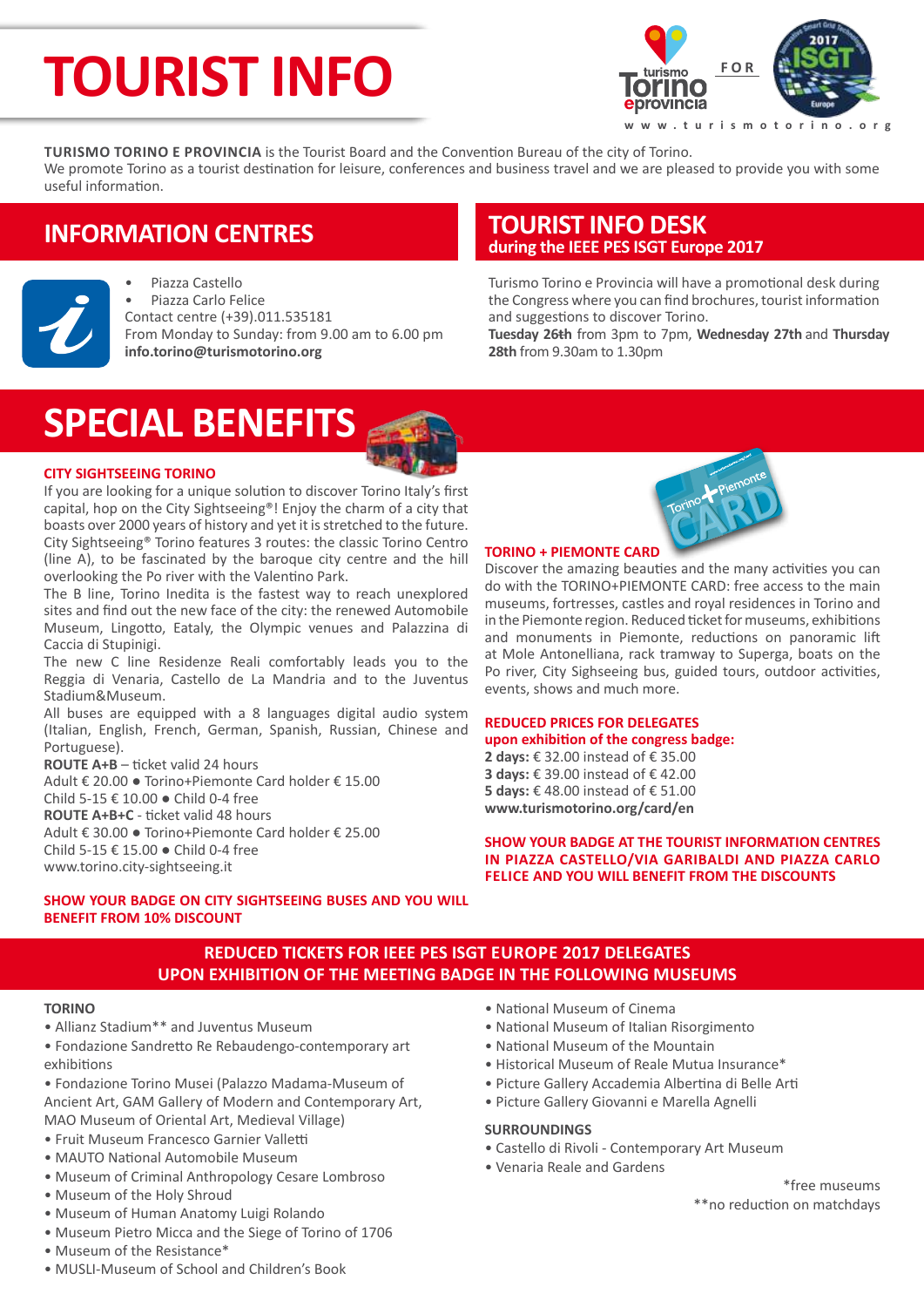# TOURIST INFO

turismo Torino e provincia FOR 2017 ISGT Europe

www.turismotorino.org

**TURISMO TORINO E PROVINCIA** is the Tourist Board and the Convention Bureau of the city of Torino.
We promote Torino as a tourist destination for leisure, conferences and business travel and we are pleased to provide you with some useful information.

## INFORMATION CENTRES

- Piazza Castello
- Piazza Carlo Felice

Contact centre (+39).011.535181
From Monday to Sunday: from 9.00 am to 6.00 pm
**info.torino@turismotorino.org**

## TOURIST INFO DESK
### during the IEEE PES ISGT Europe 2017

Turismo Torino e Provincia will have a promotional desk during the Congress where you can find brochures, tourist information and suggestions to discover Torino.
**Tuesday 26th** from 3pm to 7pm, **Wednesday 27th** and **Thursday 28th** from 9.30am to 1.30pm

# SPECIAL BENEFITS

### CITY SIGHTSEEING TORINO

If you are looking for a unique solution to discover Torino Italy's first capital, hop on the City Sightseeing®! Enjoy the charm of a city that boasts over 2000 years of history and yet it is stretched to the future. City Sightseeing® Torino features 3 routes: the classic Torino Centro (line A), to be fascinated by the baroque city centre and the hill overlooking the Po river with the Valentino Park.
The B line, Torino Inedita is the fastest way to reach unexplored sites and find out the new face of the city: the renewed Automobile Museum, Lingotto, Eataly, the Olympic venues and Palazzina di Caccia di Stupinigi.
The new C line Residenze Reali comfortably leads you to the Reggia di Venaria, Castello de La Mandria and to the Juventus Stadium&Museum.
All buses are equipped with a 8 languages digital audio system (Italian, English, French, German, Spanish, Russian, Chinese and Portuguese).
**ROUTE A+B** – ticket valid 24 hours
Adult € 20.00 ● Torino+Piemonte Card holder € 15.00
Child 5-15 € 10.00 ● Child 0-4 free
**ROUTE A+B+C** - ticket valid 48 hours
Adult € 30.00 ● Torino+Piemonte Card holder € 25.00
Child 5-15 € 15.00 ● Child 0-4 free
www.torino.city-sightseeing.it

**SHOW YOUR BADGE ON CITY SIGHTSEEING BUSES AND YOU WILL BENEFIT FROM 10% DISCOUNT**

### TORINO + PIEMONTE CARD

Discover the amazing beauties and the many activities you can do with the TORINO+PIEMONTE CARD: free access to the main museums, fortresses, castles and royal residences in Torino and in the Piemonte region. Reduced ticket for museums, exhibitions and monuments in Piemonte, reductions on panoramic lift at Mole Antonelliana, rack tramway to Superga, boats on the Po river, City Sighseeing bus, guided tours, outdoor activities, events, shows and much more.

**REDUCED PRICES FOR DELEGATES**
**upon exhibition of the congress badge:**
**2 days:** € 32.00 instead of € 35.00
**3 days:** € 39.00 instead of € 42.00
**5 days:** € 48.00 instead of € 51.00
**www.turismotorino.org/card/en**

**SHOW YOUR BADGE AT THE TOURIST INFORMATION CENTRES IN PIAZZA CASTELLO/VIA GARIBALDI AND PIAZZA CARLO FELICE AND YOU WILL BENEFIT FROM THE DISCOUNTS**

## REDUCED TICKETS FOR IEEE PES ISGT EUROPE 2017 DELEGATES UPON EXHIBITION OF THE MEETING BADGE IN THE FOLLOWING MUSEUMS

**TORINO**

- Allianz Stadium** and Juventus Museum
- Fondazione Sandretto Re Rebaudengo-contemporary art exhibitions
- Fondazione Torino Musei (Palazzo Madama-Museum of Ancient Art, GAM Gallery of Modern and Contemporary Art, MAO Museum of Oriental Art, Medieval Village)
- Fruit Museum Francesco Garnier Valletti
- MAUTO National Automobile Museum
- Museum of Criminal Anthropology Cesare Lombroso
- Museum of the Holy Shroud
- Museum of Human Anatomy Luigi Rolando
- Museum Pietro Micca and the Siege of Torino of 1706
- Museum of the Resistance*
- MUSLI-Museum of School and Children's Book
- National Museum of Cinema
- National Museum of Italian Risorgimento
- National Museum of the Mountain
- Historical Museum of Reale Mutua Insurance*
- Picture Gallery Accademia Albertina di Belle Arti
- Picture Gallery Giovanni e Marella Agnelli

**SURROUNDINGS**

- Castello di Rivoli - Contemporary Art Museum
- Venaria Reale and Gardens

*free museums
**no reduction on matchdays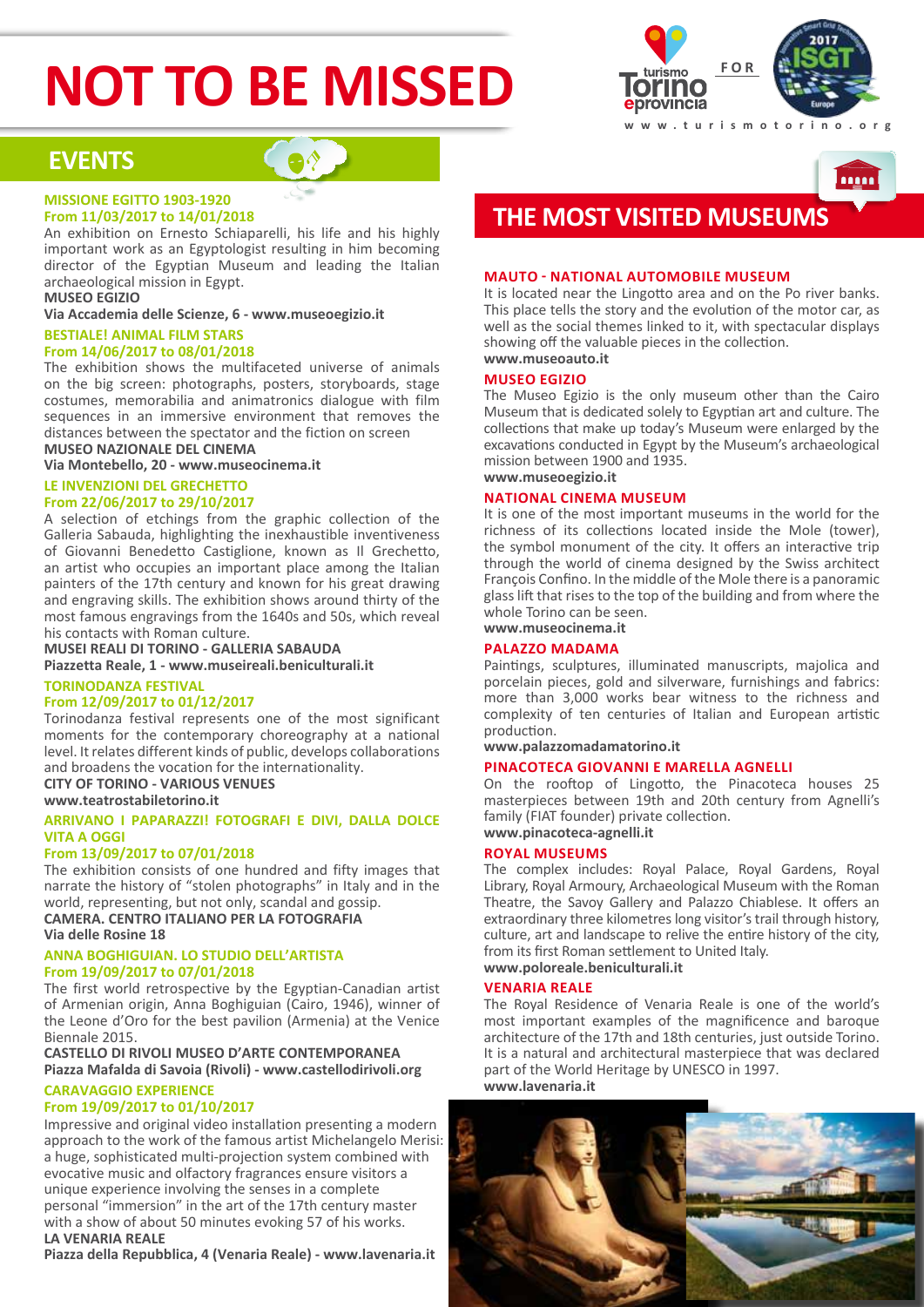# NOT TO BE MISSED

turismo Torino e provincia FOR 2017 ISGT Europe

www.turismotorino.org

## EVENTS

### MISSIONE EGITTO 1903-1920
### From 11/03/2017 to 14/01/2018

An exhibition on Ernesto Schiaparelli, his life and his highly important work as an Egyptologist resulting in him becoming director of the Egyptian Museum and leading the Italian archaeological mission in Egypt.

**MUSEO EGIZIO**

**Via Accademia delle Scienze, 6 - www.museoegizio.it**

### BESTIALE! ANIMAL FILM STARS
### From 14/06/2017 to 08/01/2018

The exhibition shows the multifaceted universe of animals on the big screen: photographs, posters, storyboards, stage costumes, memorabilia and animatronics dialogue with film sequences in an immersive environment that removes the distances between the spectator and the fiction on screen

**MUSEO NAZIONALE DEL CINEMA**

**Via Montebello, 20 - www.museocinema.it**

### LE INVENZIONI DEL GRECHETTO
### From 22/06/2017 to 29/10/2017

A selection of etchings from the graphic collection of the Galleria Sabauda, highlighting the inexhaustible inventiveness of Giovanni Benedetto Castiglione, known as Il Grechetto, an artist who occupies an important place among the Italian painters of the 17th century and known for his great drawing and engraving skills. The exhibition shows around thirty of the most famous engravings from the 1640s and 50s, which reveal his contacts with Roman culture.

**MUSEI REALI DI TORINO - GALLERIA SABAUDA**

**Piazzetta Reale, 1 - www.museireali.beniculturali.it**

### TORINODANZA FESTIVAL
### From 12/09/2017 to 01/12/2017

Torinodanza festival represents one of the most significant moments for the contemporary choreography at a national level. It relates different kinds of public, develops collaborations and broadens the vocation for the internationality.

**CITY OF TORINO - VARIOUS VENUES**

**www.teatrostabiletorino.it**

### ARRIVANO I PAPARAZZI! FOTOGRAFI E DIVI, DALLA DOLCE VITA A OGGI
### From 13/09/2017 to 07/01/2018

The exhibition consists of one hundred and fifty images that narrate the history of "stolen photographs" in Italy and in the world, representing, but not only, scandal and gossip.

**CAMERA. CENTRO ITALIANO PER LA FOTOGRAFIA**

**Via delle Rosine 18**

### ANNA BOGHIGUIAN. LO STUDIO DELL'ARTISTA
### From 19/09/2017 to 07/01/2018

The first world retrospective by the Egyptian-Canadian artist of Armenian origin, Anna Boghiguian (Cairo, 1946), winner of the Leone d'Oro for the best pavilion (Armenia) at the Venice Biennale 2015.

**CASTELLO DI RIVOLI MUSEO D'ARTE CONTEMPORANEA**

**Piazza Mafalda di Savoia (Rivoli) - www.castellodirivoli.org**

### CARAVAGGIO EXPERIENCE
### From 19/09/2017 to 01/10/2017

Impressive and original video installation presenting a modern approach to the work of the famous artist Michelangelo Merisi: a huge, sophisticated multi-projection system combined with evocative music and olfactory fragrances ensure visitors a unique experience involving the senses in a complete personal "immersion" in the art of the 17th century master with a show of about 50 minutes evoking 57 of his works.

**LA VENARIA REALE**

**Piazza della Repubblica, 4 (Venaria Reale) - www.lavenaria.it**

## THE MOST VISITED MUSEUMS

### MAUTO - NATIONAL AUTOMOBILE MUSEUM

It is located near the Lingotto area and on the Po river banks. This place tells the story and the evolution of the motor car, as well as the social themes linked to it, with spectacular displays showing off the valuable pieces in the collection.

**www.museoauto.it**

### MUSEO EGIZIO

The Museo Egizio is the only museum other than the Cairo Museum that is dedicated solely to Egyptian art and culture. The collections that make up today's Museum were enlarged by the excavations conducted in Egypt by the Museum's archaeological mission between 1900 and 1935.

**www.museoegizio.it**

### NATIONAL CINEMA MUSEUM

It is one of the most important museums in the world for the richness of its collections located inside the Mole (tower), the symbol monument of the city. It offers an interactive trip through the world of cinema designed by the Swiss architect François Confino. In the middle of the Mole there is a panoramic glass lift that rises to the top of the building and from where the whole Torino can be seen.

**www.museocinema.it**

### PALAZZO MADAMA

Paintings, sculptures, illuminated manuscripts, majolica and porcelain pieces, gold and silverware, furnishings and fabrics: more than 3,000 works bear witness to the richness and complexity of ten centuries of Italian and European artistic production.

**www.palazzomadamatorino.it**

### PINACOTECA GIOVANNI E MARELLA AGNELLI

On the rooftop of Lingotto, the Pinacoteca houses 25 masterpieces between 19th and 20th century from Agnelli's family (FIAT founder) private collection.

**www.pinacoteca-agnelli.it**

### ROYAL MUSEUMS

The complex includes: Royal Palace, Royal Gardens, Royal Library, Royal Armoury, Archaeological Museum with the Roman Theatre, the Savoy Gallery and Palazzo Chiablese. It offers an extraordinary three kilometres long visitor's trail through history, culture, art and landscape to relive the entire history of the city, from its first Roman settlement to United Italy.

**www.poloreale.beniculturali.it**

### VENARIA REALE

The Royal Residence of Venaria Reale is one of the world's most important examples of the magnificence and baroque architecture of the 17th and 18th centuries, just outside Torino. It is a natural and architectural masterpiece that was declared part of the World Heritage by UNESCO in 1997.

**www.lavenaria.it**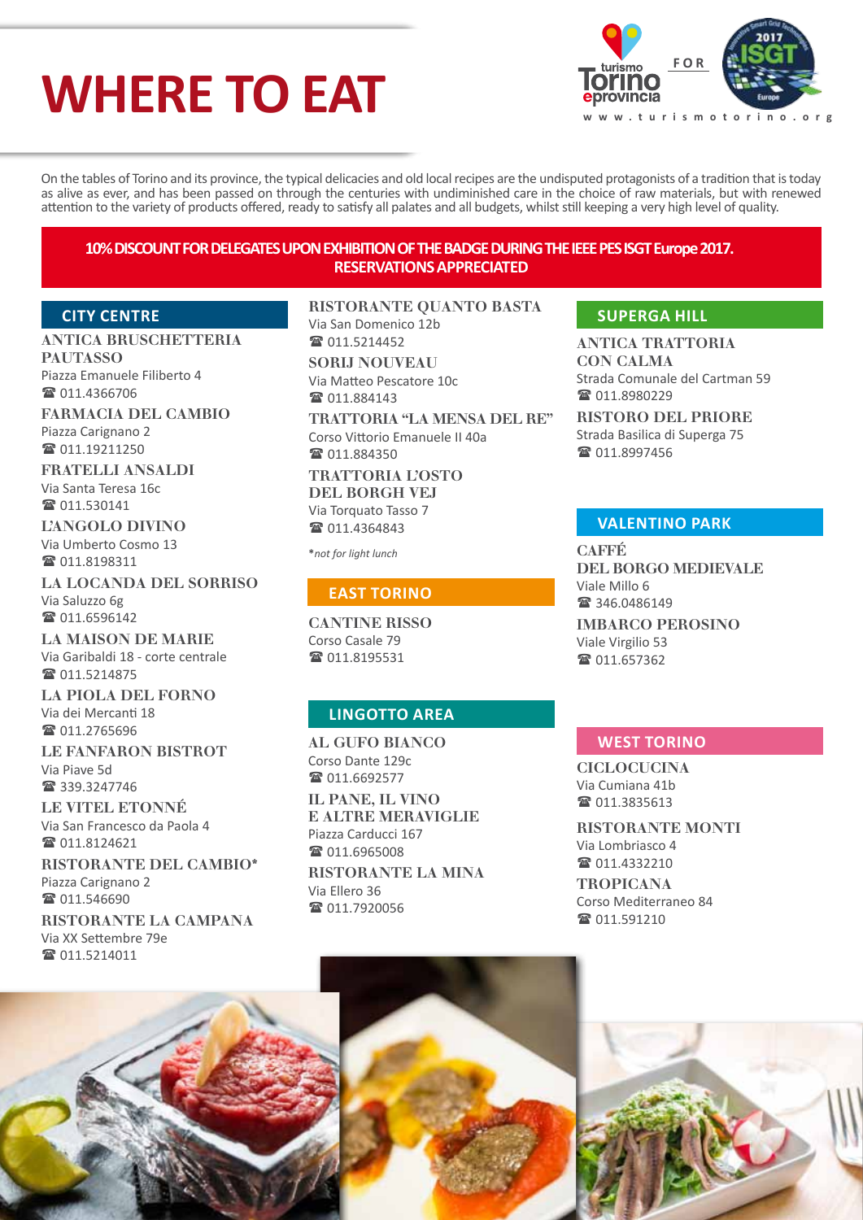# WHERE TO EAT

turismo Torino e provincia FOR 2017 ISGT Europe

www.turismotorino.org

On the tables of Torino and its province, the typical delicacies and old local recipes are the undisputed protagonists of a tradition that is today as alive as ever, and has been passed on through the centuries with undiminished care in the choice of raw materials, but with renewed attention to the variety of products offered, ready to satisfy all palates and all budgets, whilst still keeping a very high level of quality.

**10% DISCOUNT FOR DELEGATES UPON EXHIBITION OF THE BADGE DURING THE IEEE PES ISGT Europe 2017. RESERVATIONS APPRECIATED**

## CITY CENTRE

**ANTICA BRUSCHETTERIA PAUTASSO**
Piazza Emanuele Filiberto 4
☎ 011.4366706

**FARMACIA DEL CAMBIO**
Piazza Carignano 2
☎ 011.19211250

**FRATELLI ANSALDI**
Via Santa Teresa 16c
☎ 011.530141

**L'ANGOLO DIVINO**
Via Umberto Cosmo 13
☎ 011.8198311

**LA LOCANDA DEL SORRISO**
Via Saluzzo 6g
☎ 011.6596142

**LA MAISON DE MARIE**
Via Garibaldi 18 - corte centrale
☎ 011.5214875

**LA PIOLA DEL FORNO**
Via dei Mercanti 18
☎ 011.2765696

**LE FANFARON BISTROT**
Via Piave 5d
☎ 339.3247746

**LE VITEL ETONNÉ**
Via San Francesco da Paola 4
☎ 011.8124621

**RISTORANTE DEL CAMBIO***
Piazza Carignano 2
☎ 011.546690

**RISTORANTE LA CAMPANA**
Via XX Settembre 79e
☎ 011.5214011

**RISTORANTE QUANTO BASTA**
Via San Domenico 12b
☎ 011.5214452

**SORIJ NOUVEAU**
Via Matteo Pescatore 10c
☎ 011.884143

**TRATTORIA "LA MENSA DEL RE"**
Corso Vittorio Emanuele II 40a
☎ 011.884350

**TRATTORIA L'OSTO DEL BORGH VEJ**
Via Torquato Tasso 7
☎ 011.4364843

**not for light lunch*

## EAST TORINO

**CANTINE RISSO**
Corso Casale 79
☎ 011.8195531

## LINGOTTO AREA

**AL GUFO BIANCO**
Corso Dante 129c
☎ 011.6692577

**IL PANE, IL VINO E ALTRE MERAVIGLIE**
Piazza Carducci 167
☎ 011.6965008

**RISTORANTE LA MINA**
Via Ellero 36
☎ 011.7920056

## SUPERGA HILL

**ANTICA TRATTORIA CON CALMA**
Strada Comunale del Cartman 59
☎ 011.8980229

**RISTORO DEL PRIORE**
Strada Basilica di Superga 75
☎ 011.8997456

## VALENTINO PARK

**CAFFÉ DEL BORGO MEDIEVALE**
Viale Millo 6
☎ 346.0486149

**IMBARCO PEROSINO**
Viale Virgilio 53
☎ 011.657362

## WEST TORINO

**CICLOCUCINA**
Via Cumiana 41b
☎ 011.3835613

**RISTORANTE MONTI**
Via Lombriasco 4
☎ 011.4332210

**TROPICANA**
Corso Mediterraneo 84
☎ 011.591210